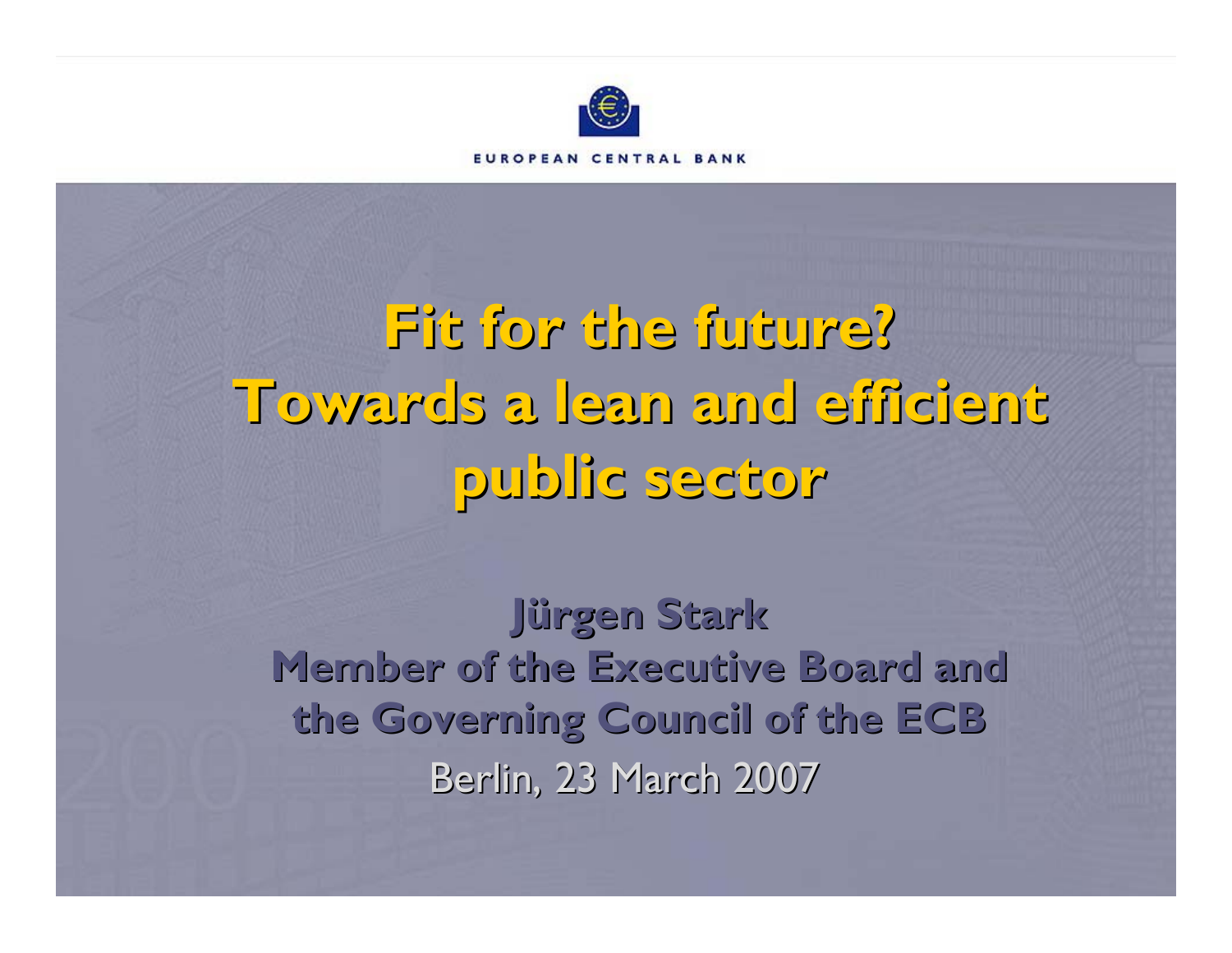EUROPEAN CENTRAL BANK

# Fit for the future? Towards a lean and efficient public sector

**Jürgen Stark**
**Member of the Executive Board and the Governing Council of the ECB**

Berlin, 23 March 2007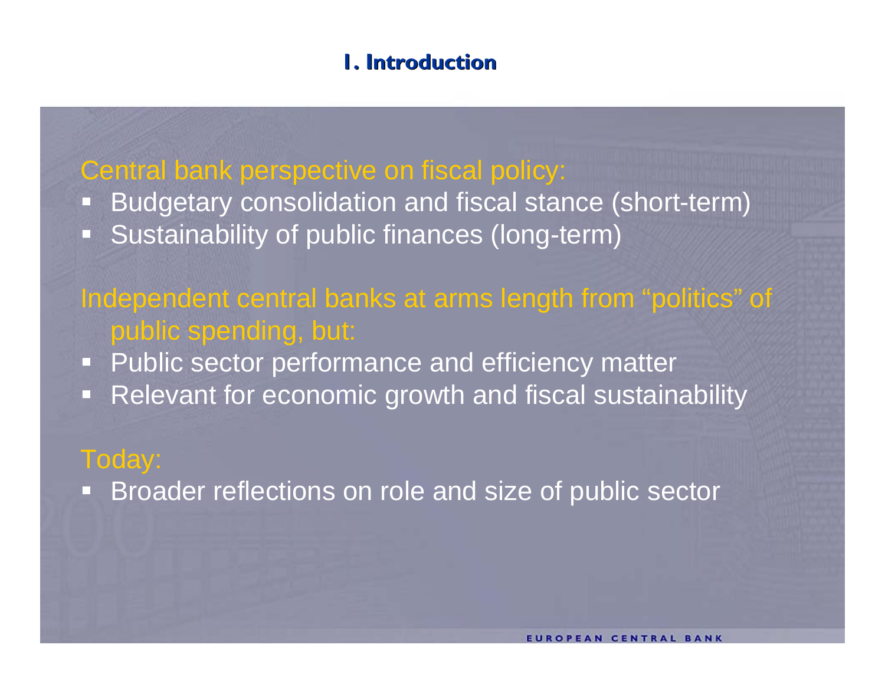## 1. Introduction

Central bank perspective on fiscal policy:

- Budgetary consolidation and fiscal stance (short-term)
- Sustainability of public finances (long-term)

Independent central banks at arms length from “politics” of public spending, but:

- Public sector performance and efficiency matter
- Relevant for economic growth and fiscal sustainability

Today:

- Broader reflections on role and size of public sector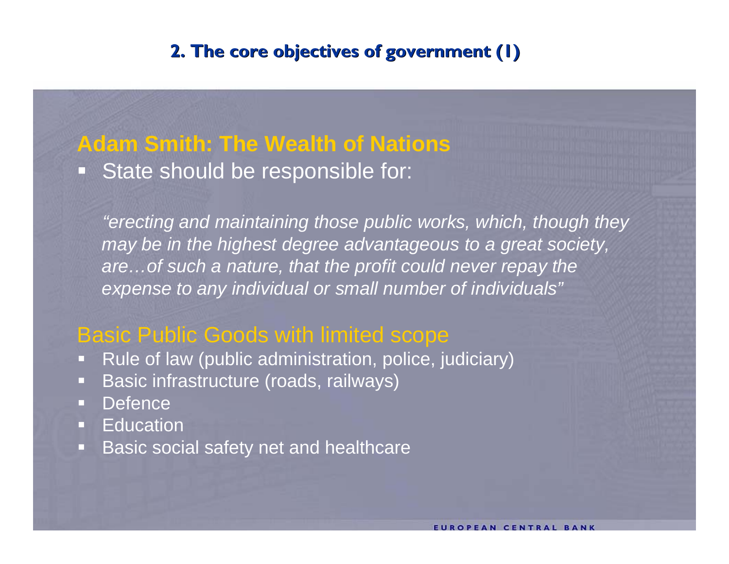## 2. The core objectives of government (1)

### Adam Smith: The Wealth of Nations

- State should be responsible for:

*"erecting and maintaining those public works, which, though they may be in the highest degree advantageous to a great society, are…of such a nature, that the profit could never repay the expense to any individual or small number of individuals"*

### Basic Public Goods with limited scope

- Rule of law (public administration, police, judiciary)
- Basic infrastructure (roads, railways)
- Defence
- Education
- Basic social safety net and healthcare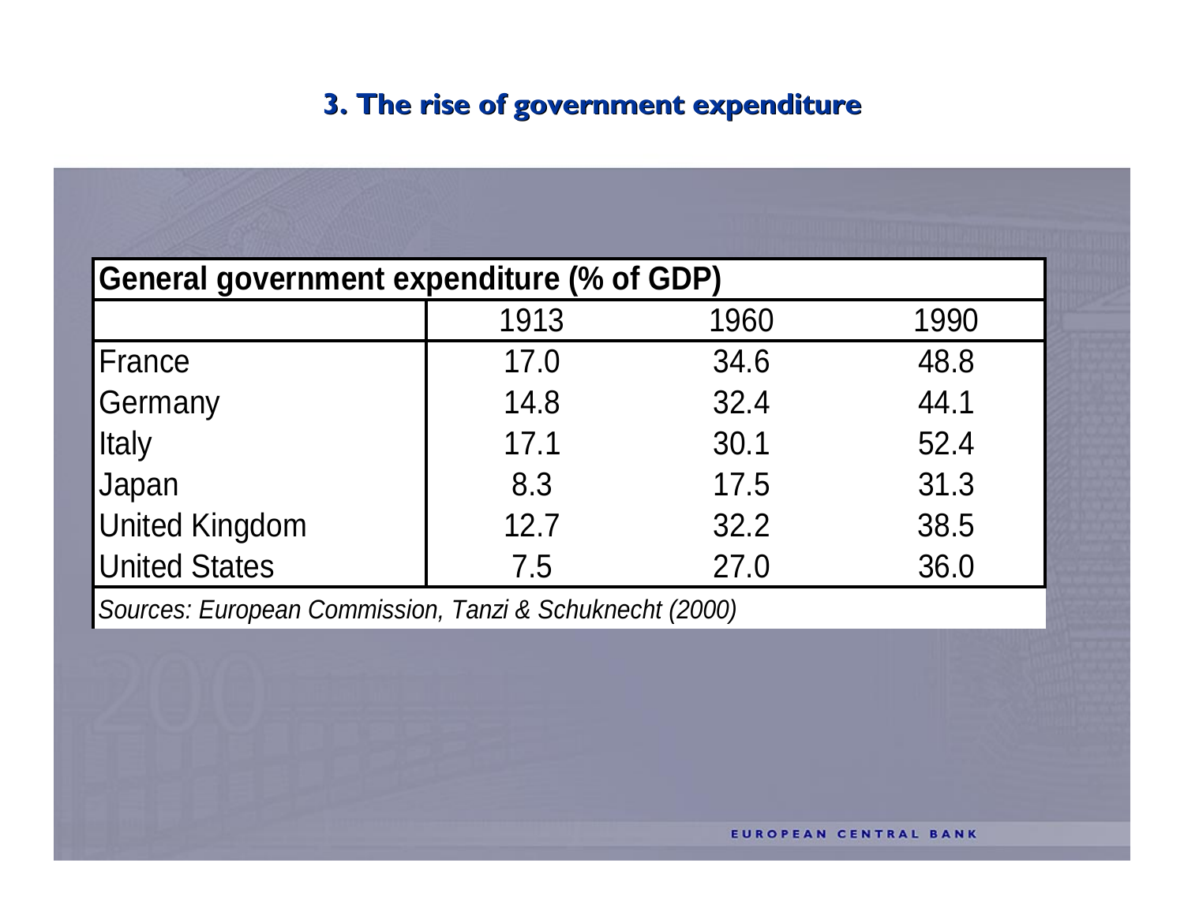## 3. The rise of government expenditure

| General government expenditure (% of GDP) | | | |
|---|---|---|---|
| | 1913 | 1960 | 1990 |
| France | 17.0 | 34.6 | 48.8 |
| Germany | 14.8 | 32.4 | 44.1 |
| Italy | 17.1 | 30.1 | 52.4 |
| Japan | 8.3 | 17.5 | 31.3 |
| United Kingdom | 12.7 | 32.2 | 38.5 |
| United States | 7.5 | 27.0 | 36.0 |

*Sources: European Commission, Tanzi & Schuknecht (2000)*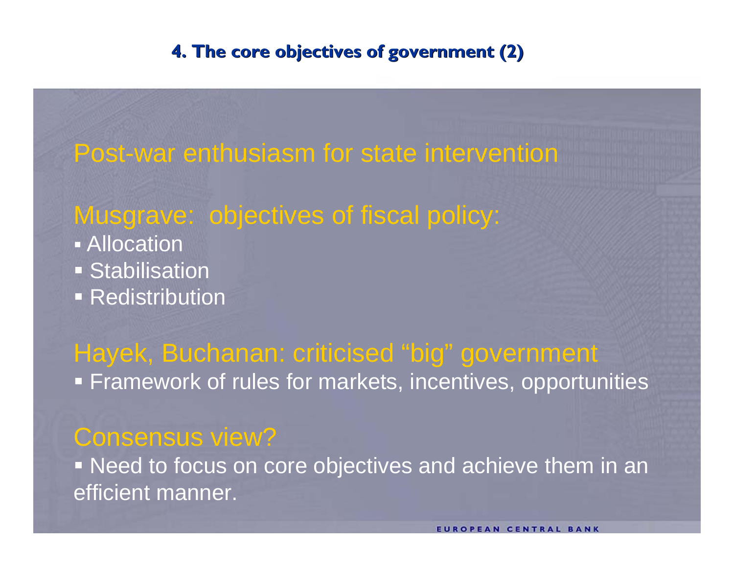# 4. The core objectives of government (2)

## Post-war enthusiasm for state intervention

## Musgrave: objectives of fiscal policy:

- Allocation
- Stabilisation
- Redistribution

## Hayek, Buchanan: criticised "big" government

- Framework of rules for markets, incentives, opportunities

## Consensus view?

- Need to focus on core objectives and achieve them in an efficient manner.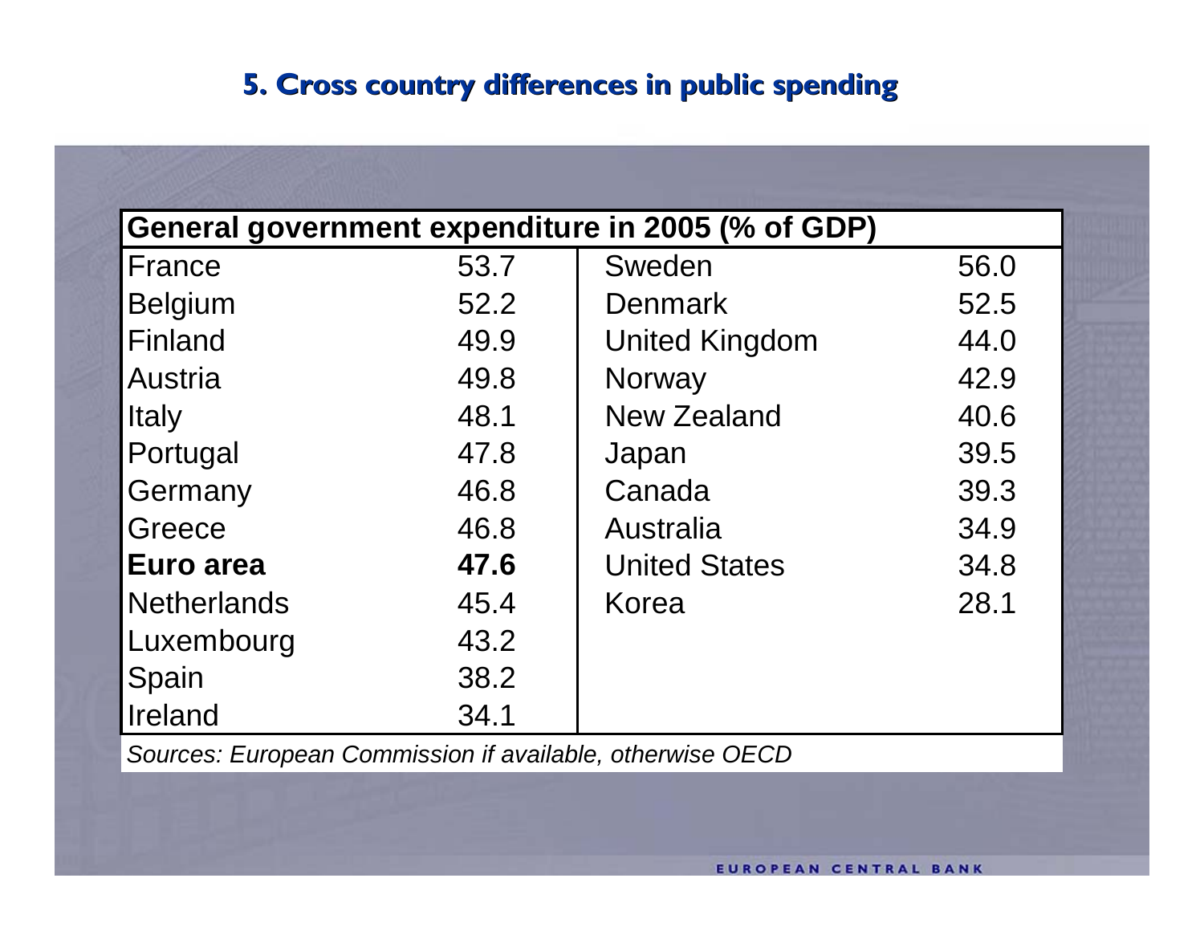## 5. Cross country differences in public spending

| General government expenditure in 2005 (% of GDP) | | | |
|---|---|---|---|
| France | 53.7 | Sweden | 56.0 |
| Belgium | 52.2 | Denmark | 52.5 |
| Finland | 49.9 | United Kingdom | 44.0 |
| Austria | 49.8 | Norway | 42.9 |
| Italy | 48.1 | New Zealand | 40.6 |
| Portugal | 47.8 | Japan | 39.5 |
| Germany | 46.8 | Canada | 39.3 |
| Greece | 46.8 | Australia | 34.9 |
| **Euro area** | **47.6** | United States | 34.8 |
| Netherlands | 45.4 | Korea | 28.1 |
| Luxembourg | 43.2 | | |
| Spain | 38.2 | | |
| Ireland | 34.1 | | |

*Sources: European Commission if available, otherwise OECD*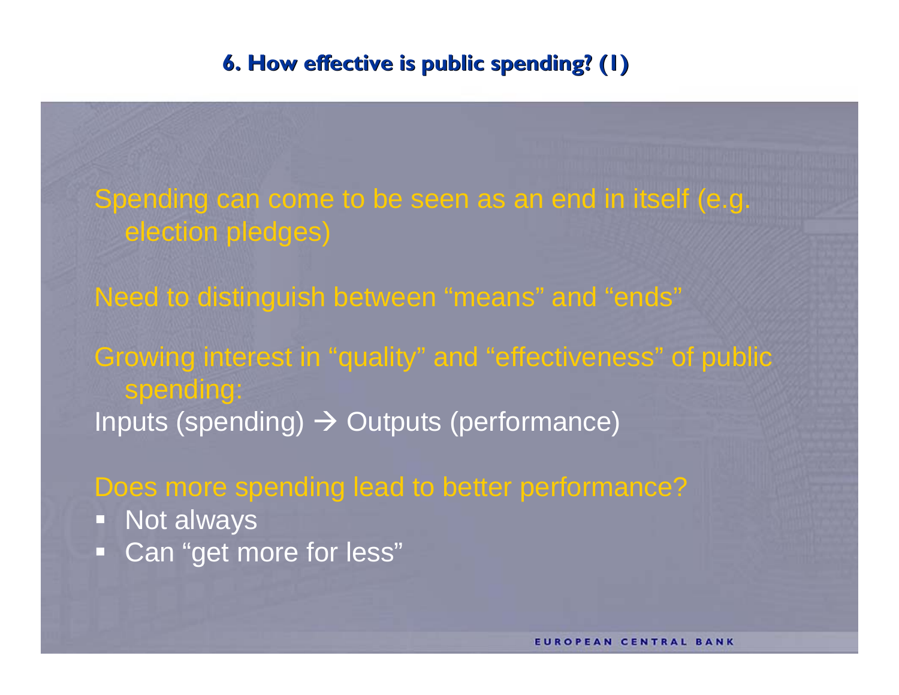# 6. How effective is public spending? (1)

Spending can come to be seen as an end in itself (e.g. election pledges)

Need to distinguish between "means" and "ends"

Growing interest in "quality" and "effectiveness" of public spending:

Inputs (spending) → Outputs (performance)

Does more spending lead to better performance?

- Not always
- Can "get more for less"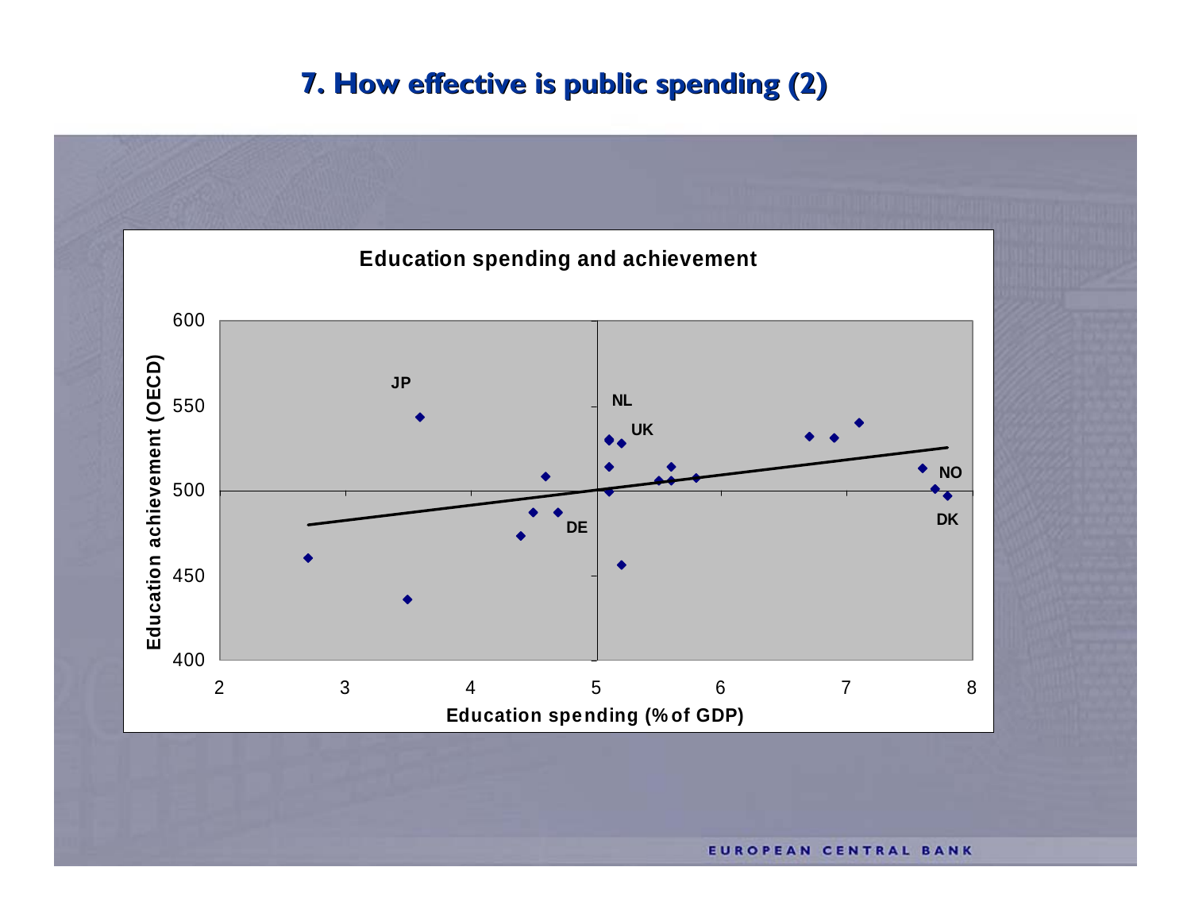# 7. How effective is public spending (2)

**Education spending and achievement**

Education achievement (OECD)

Education spending (% of GDP)

JP, NL, UK, NO, DE, DK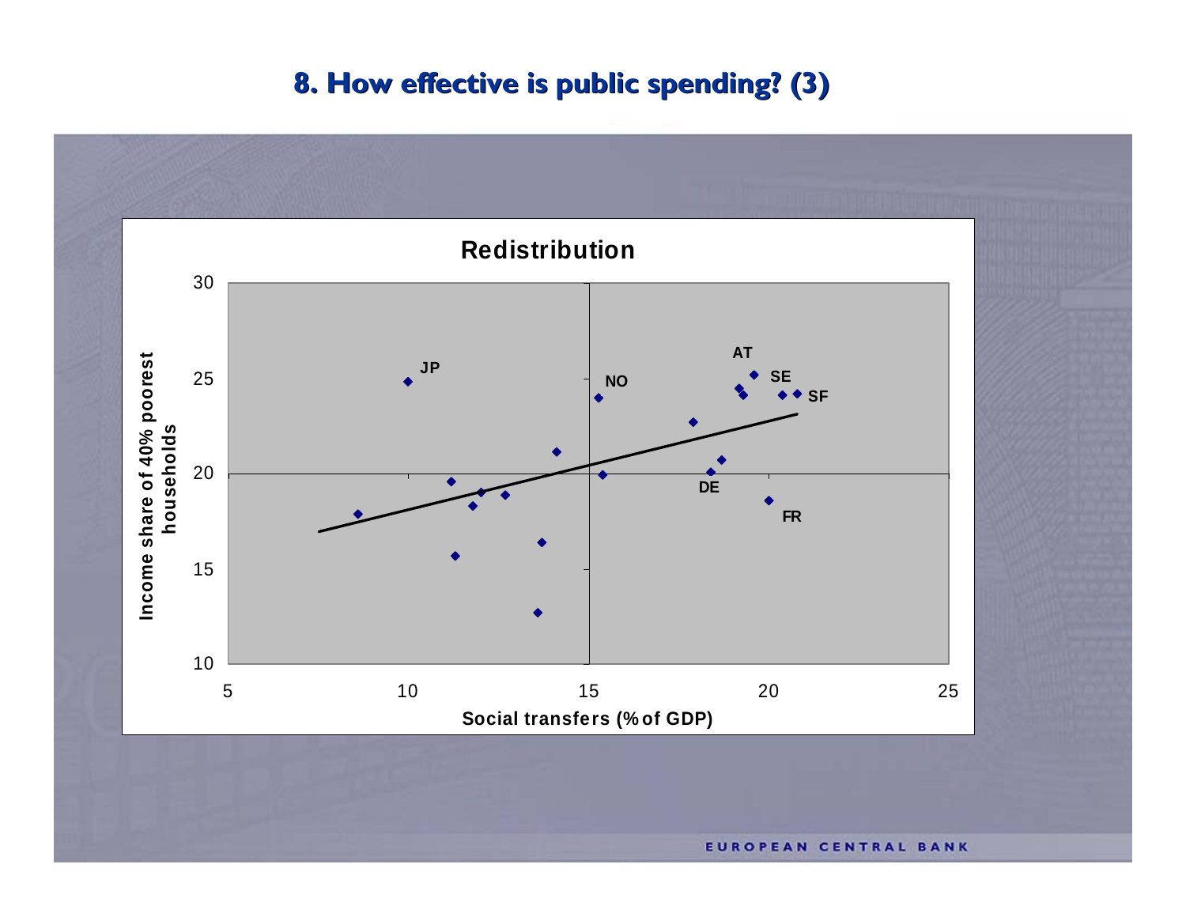# 8. How effective is public spending? (3)

**Redistribution**

Income share of 40% poorest households

30
25
20
15
10

5 10 15 20 25

Social transfers (% of GDP)

JP NO AT SE SF DE FR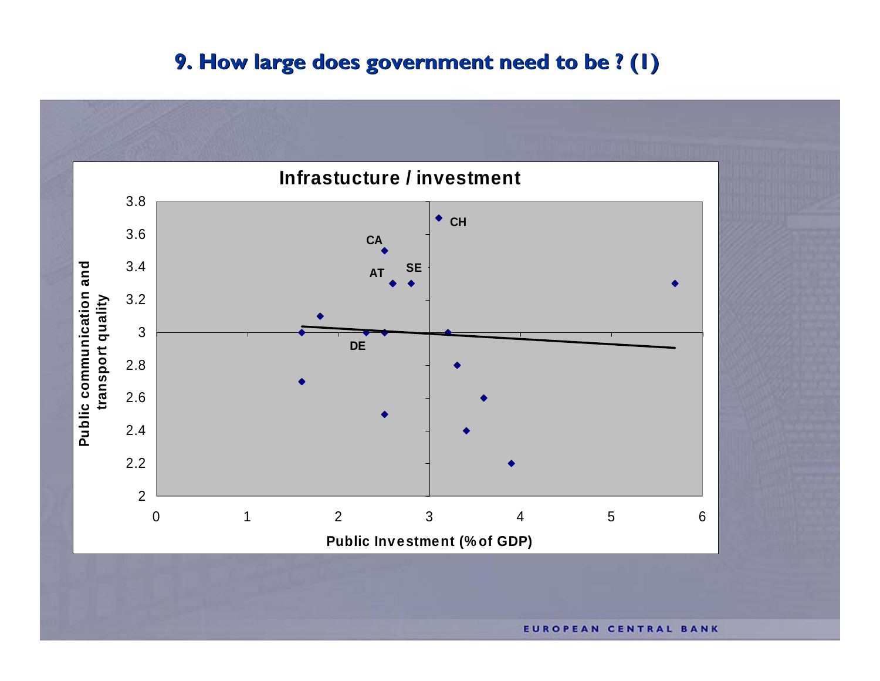# 9. How large does government need to be ? (1)

**Infrastucture / investment**

Public communication and transport quality

Public Investment (% of GDP)

CH, CA, AT, SE, DE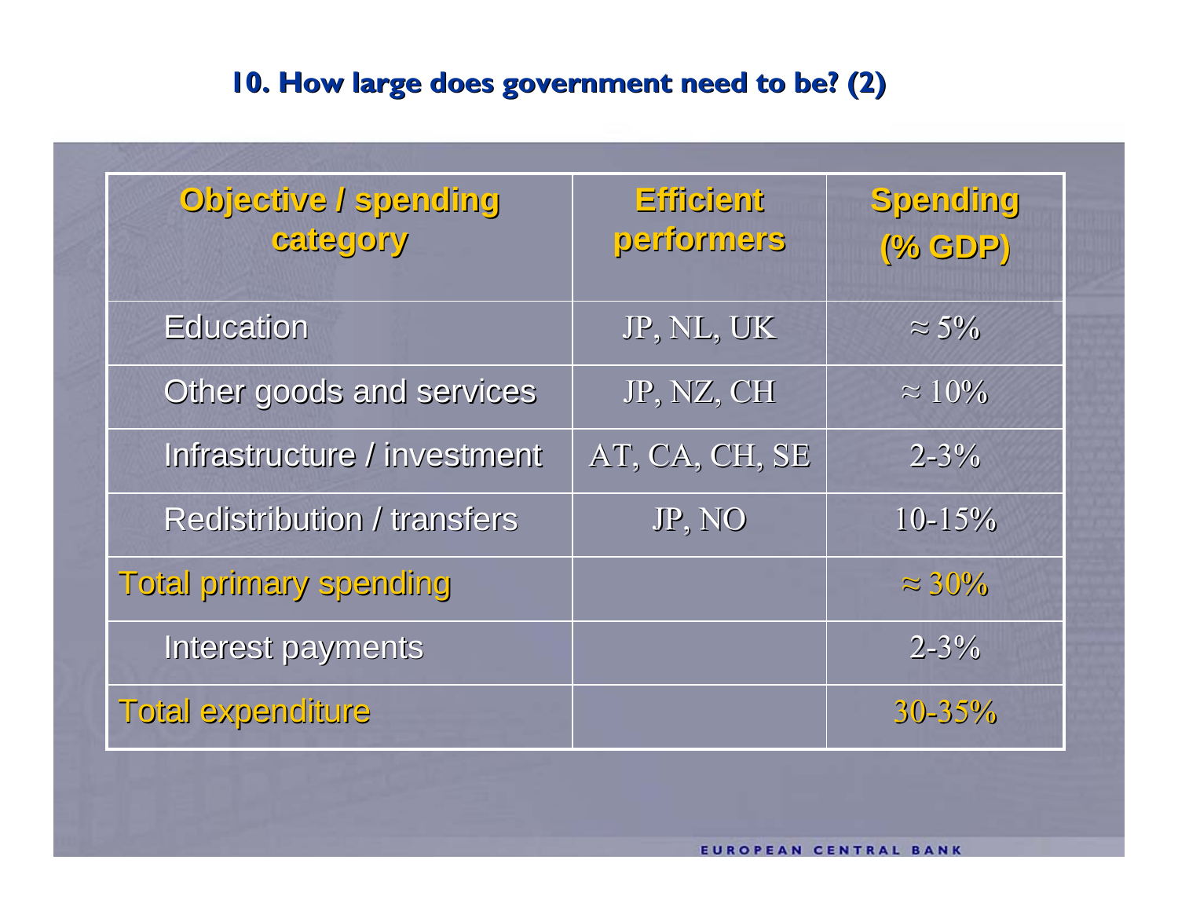## 10. How large does government need to be? (2)

| Objective / spending category | Efficient performers | Spending (% GDP) |
|---|---|---|
| Education | JP, NL, UK | ≈ 5% |
| Other goods and services | JP, NZ, CH | ≈ 10% |
| Infrastructure / investment | AT, CA, CH, SE | 2-3% |
| Redistribution / transfers | JP, NO | 10-15% |
| Total primary spending | | ≈ 30% |
| Interest payments | | 2-3% |
| Total expenditure | | 30-35% |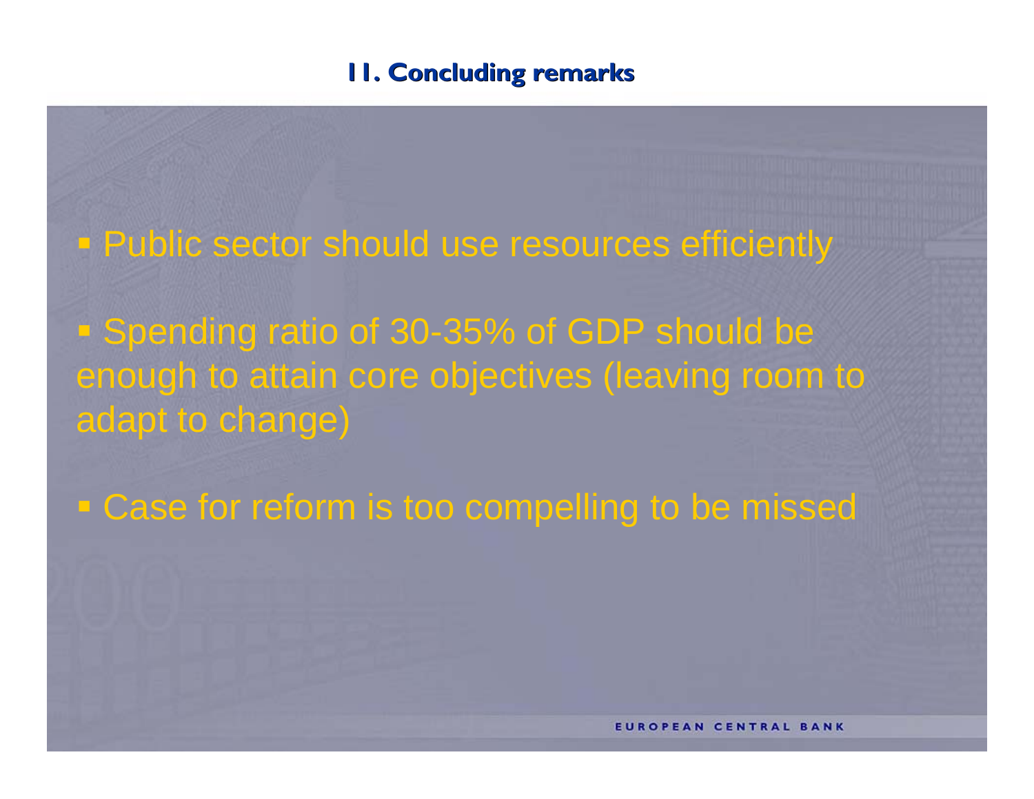## 11. Concluding remarks

- Public sector should use resources efficiently
- Spending ratio of 30-35% of GDP should be enough to attain core objectives (leaving room to adapt to change)
- Case for reform is too compelling to be missed